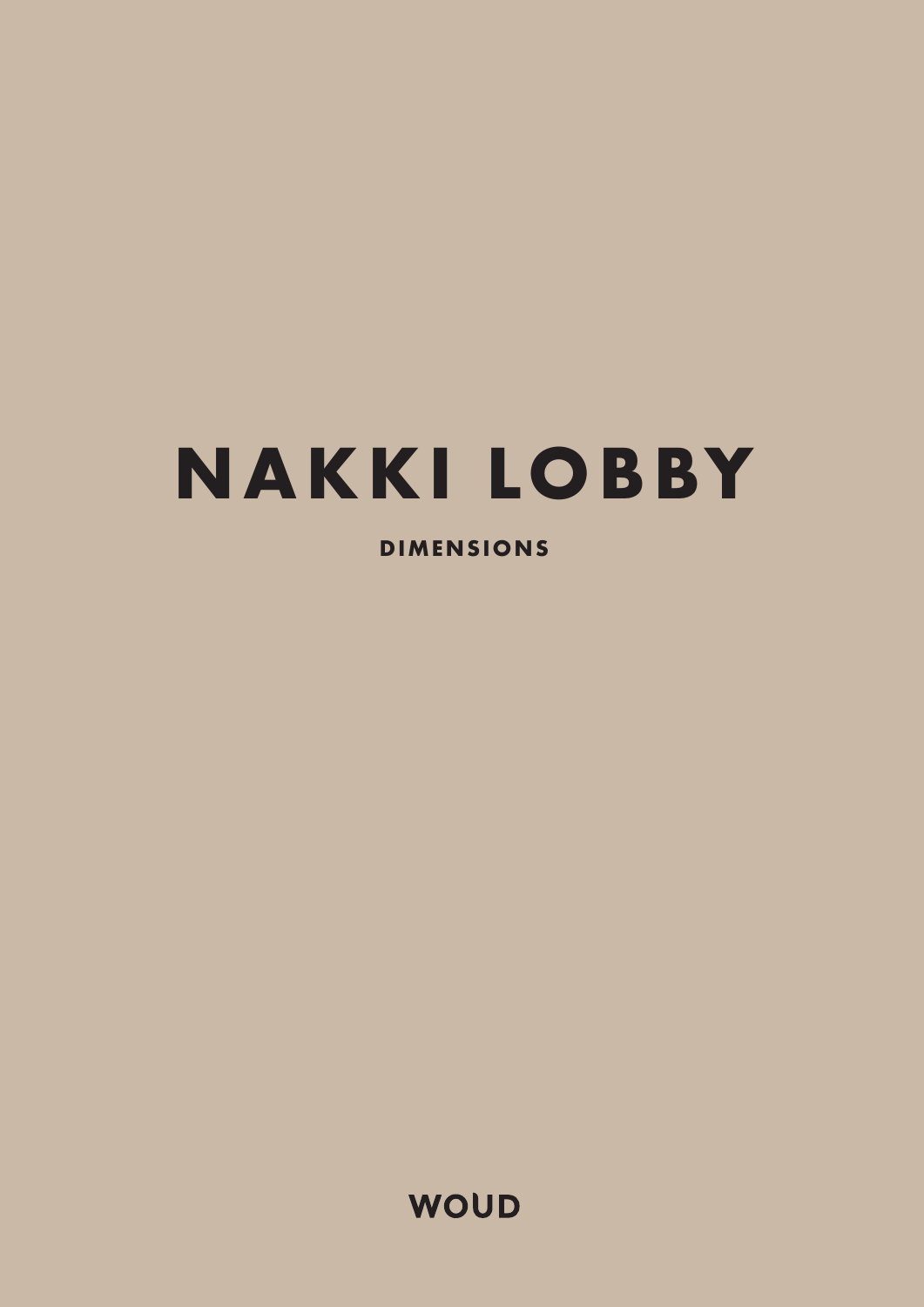# NAKKI LOBBY

## DIMENSIONS

WOUD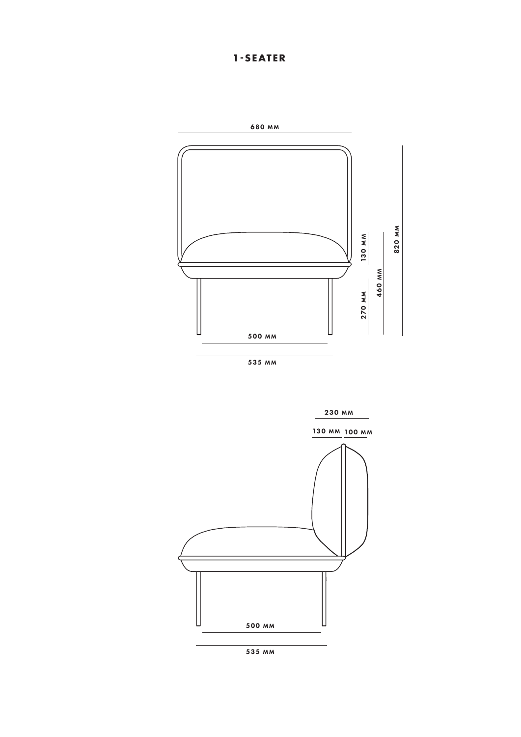# 1-SEATER

680 MM

820 MM

130 MM

460 MM

270 MM

500 MM

535 MM

230 MM

130 MM 100 MM

500 MM

535 MM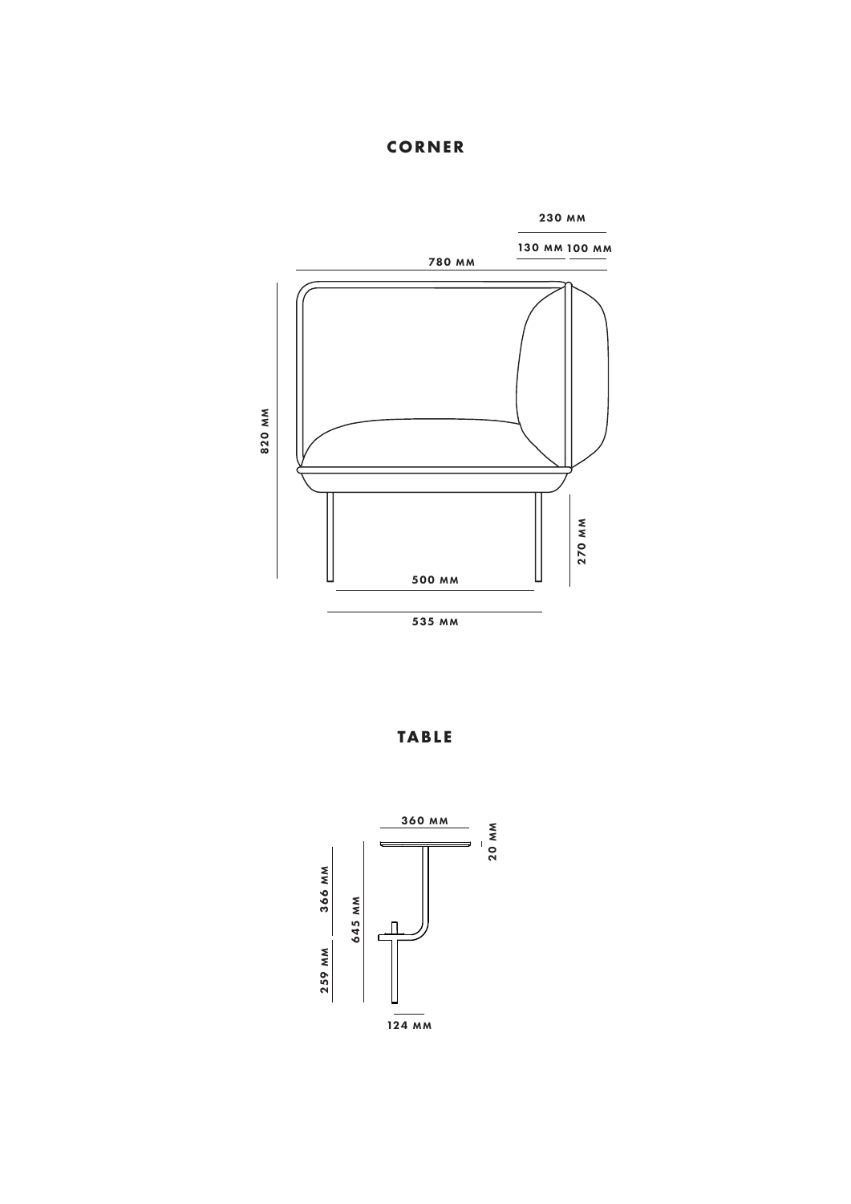## CORNER

230 MM

130 MM 100 MM

780 MM

820 MM

270 MM

500 MM

535 MM

## TABLE

360 MM

20 MM

366 MM

645 MM

259 MM

124 MM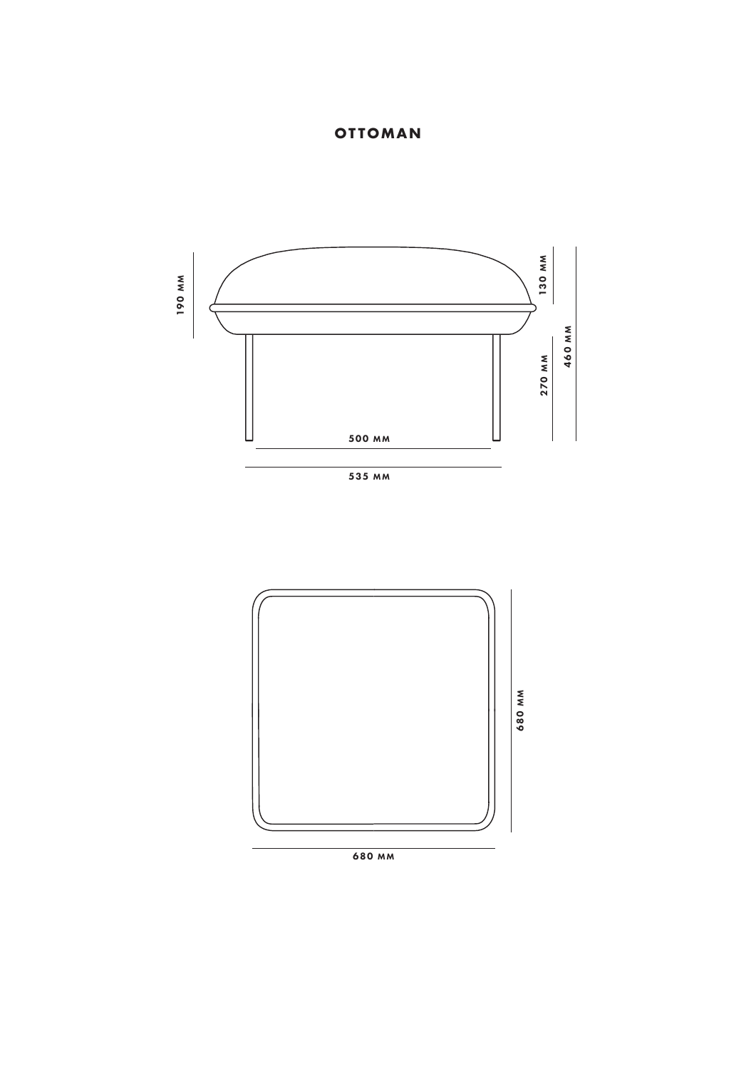# OTTOMAN

190 MM

130 MM

460 MM

270 MM

500 MM

535 MM

680 MM

680 MM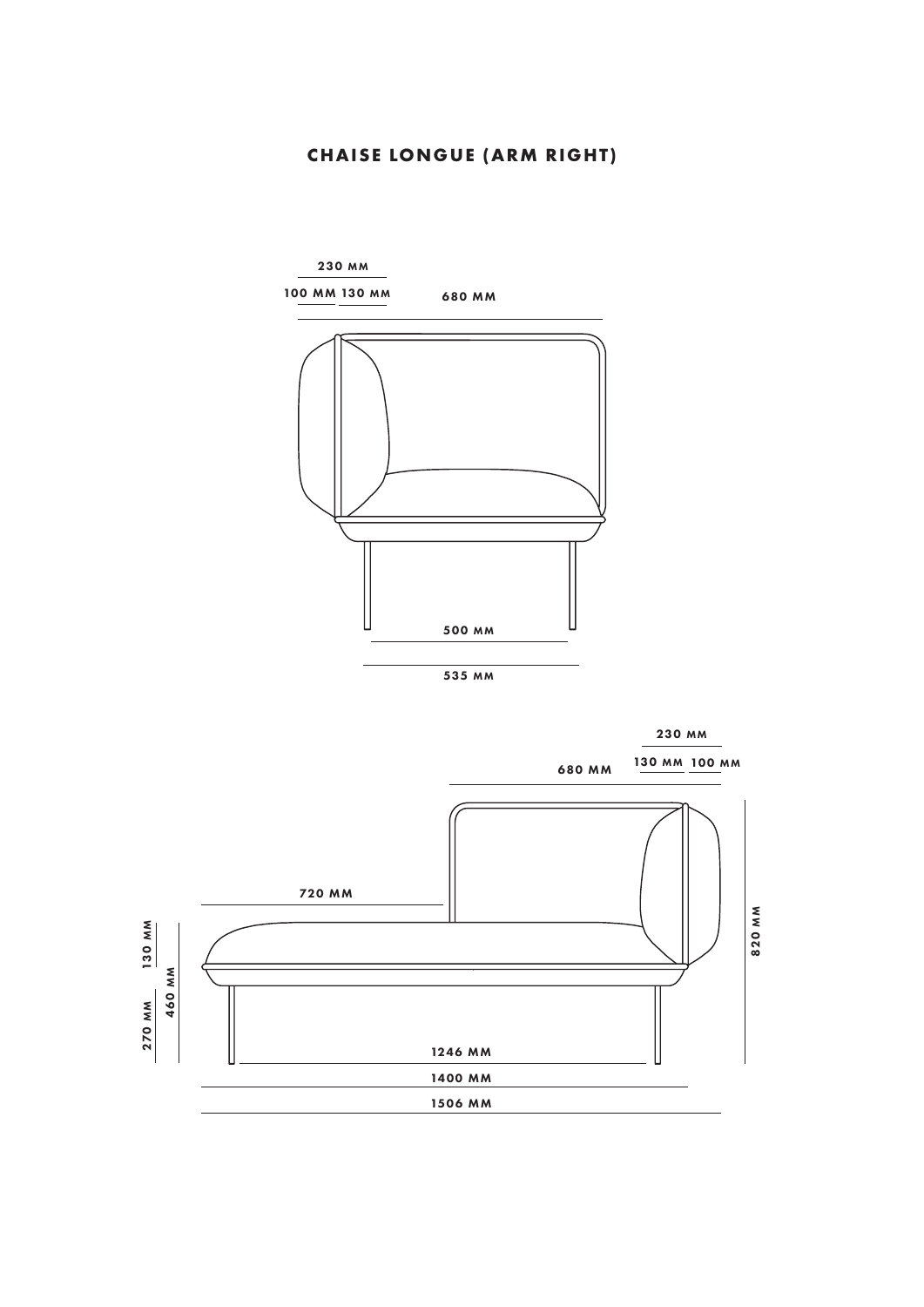# CHAISE LONGUE (ARM RIGHT)

230 MM

100 MM 130 MM

680 MM

500 MM

535 MM

230 MM

130 MM 100 MM

680 MM

720 MM

820 MM

130 MM

460 MM

270 MM

1246 MM

1400 MM

1506 MM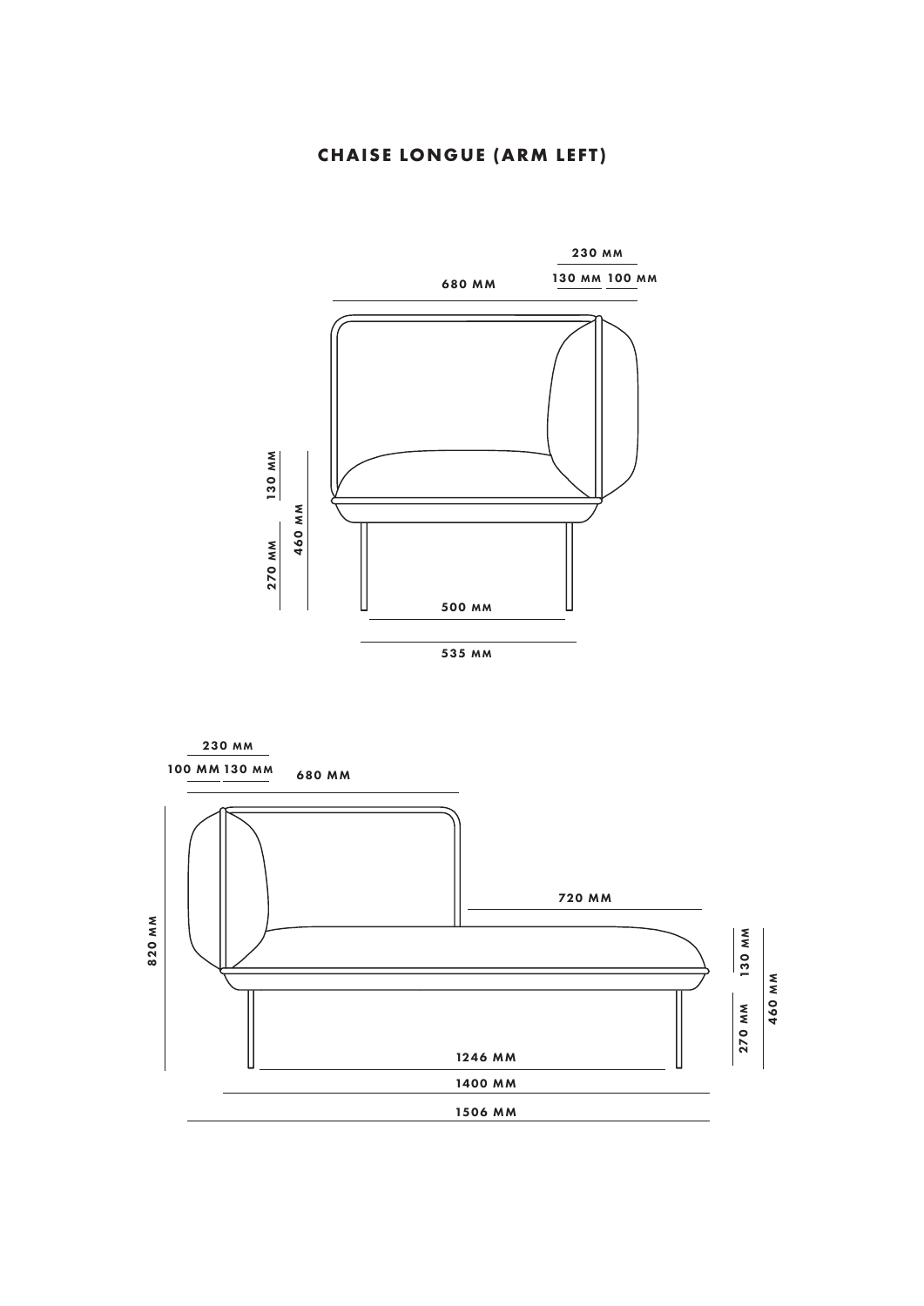# CHAISE LONGUE (ARM LEFT)

230 MM

680 MM

130 MM 100 MM

130 MM

460 MM

270 MM

500 MM

535 MM

230 MM

100 MM 130 MM

680 MM

720 MM

820 MM

130 MM

460 MM

270 MM

1246 MM

1400 MM

1506 MM